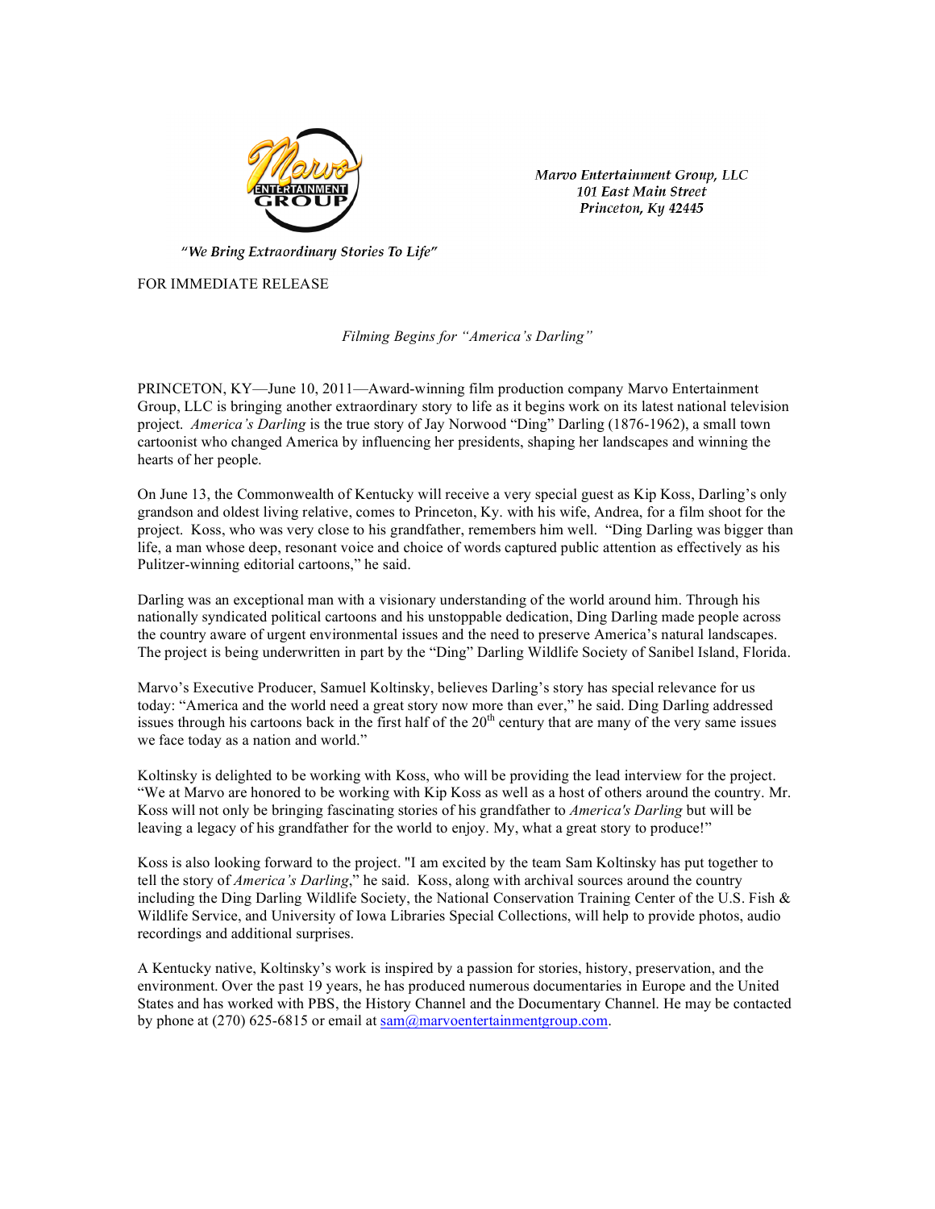Marvo Entertainment Group, LLC
101 East Main Street
Princeton, Ky 42445

*"We Bring Extraordinary Stories To Life"*

FOR IMMEDIATE RELEASE

*Filming Begins for "America's Darling"*

PRINCETON, KY—June 10, 2011—Award-winning film production company Marvo Entertainment Group, LLC is bringing another extraordinary story to life as it begins work on its latest national television project. *America's Darling* is the true story of Jay Norwood "Ding" Darling (1876-1962), a small town cartoonist who changed America by influencing her presidents, shaping her landscapes and winning the hearts of her people.

On June 13, the Commonwealth of Kentucky will receive a very special guest as Kip Koss, Darling's only grandson and oldest living relative, comes to Princeton, Ky. with his wife, Andrea, for a film shoot for the project. Koss, who was very close to his grandfather, remembers him well. "Ding Darling was bigger than life, a man whose deep, resonant voice and choice of words captured public attention as effectively as his Pulitzer-winning editorial cartoons," he said.

Darling was an exceptional man with a visionary understanding of the world around him. Through his nationally syndicated political cartoons and his unstoppable dedication, Ding Darling made people across the country aware of urgent environmental issues and the need to preserve America's natural landscapes. The project is being underwritten in part by the "Ding" Darling Wildlife Society of Sanibel Island, Florida.

Marvo's Executive Producer, Samuel Koltinsky, believes Darling's story has special relevance for us today: "America and the world need a great story now more than ever," he said. Ding Darling addressed issues through his cartoons back in the first half of the 20th century that are many of the very same issues we face today as a nation and world."

Koltinsky is delighted to be working with Koss, who will be providing the lead interview for the project. "We at Marvo are honored to be working with Kip Koss as well as a host of others around the country. Mr. Koss will not only be bringing fascinating stories of his grandfather to *America's Darling* but will be leaving a legacy of his grandfather for the world to enjoy. My, what a great story to produce!"

Koss is also looking forward to the project. "I am excited by the team Sam Koltinsky has put together to tell the story of *America's Darling*," he said. Koss, along with archival sources around the country including the Ding Darling Wildlife Society, the National Conservation Training Center of the U.S. Fish & Wildlife Service, and University of Iowa Libraries Special Collections, will help to provide photos, audio recordings and additional surprises.

A Kentucky native, Koltinsky's work is inspired by a passion for stories, history, preservation, and the environment. Over the past 19 years, he has produced numerous documentaries in Europe and the United States and has worked with PBS, the History Channel and the Documentary Channel. He may be contacted by phone at (270) 625-6815 or email at sam@marvoentertainmentgroup.com.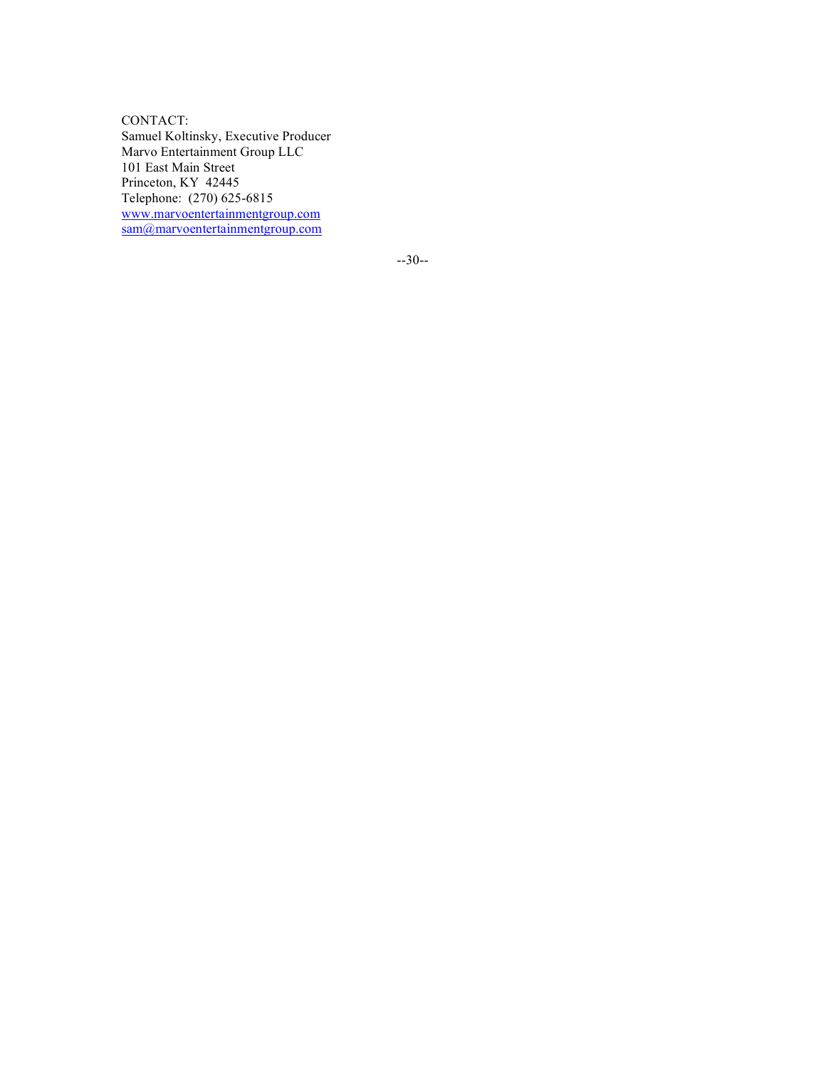CONTACT:
Samuel Koltinsky, Executive Producer
Marvo Entertainment Group LLC
101 East Main Street
Princeton, KY 42445
Telephone: (270) 625-6815
www.marvoentertainmentgroup.com
sam@marvoentertainmentgroup.com

--30--